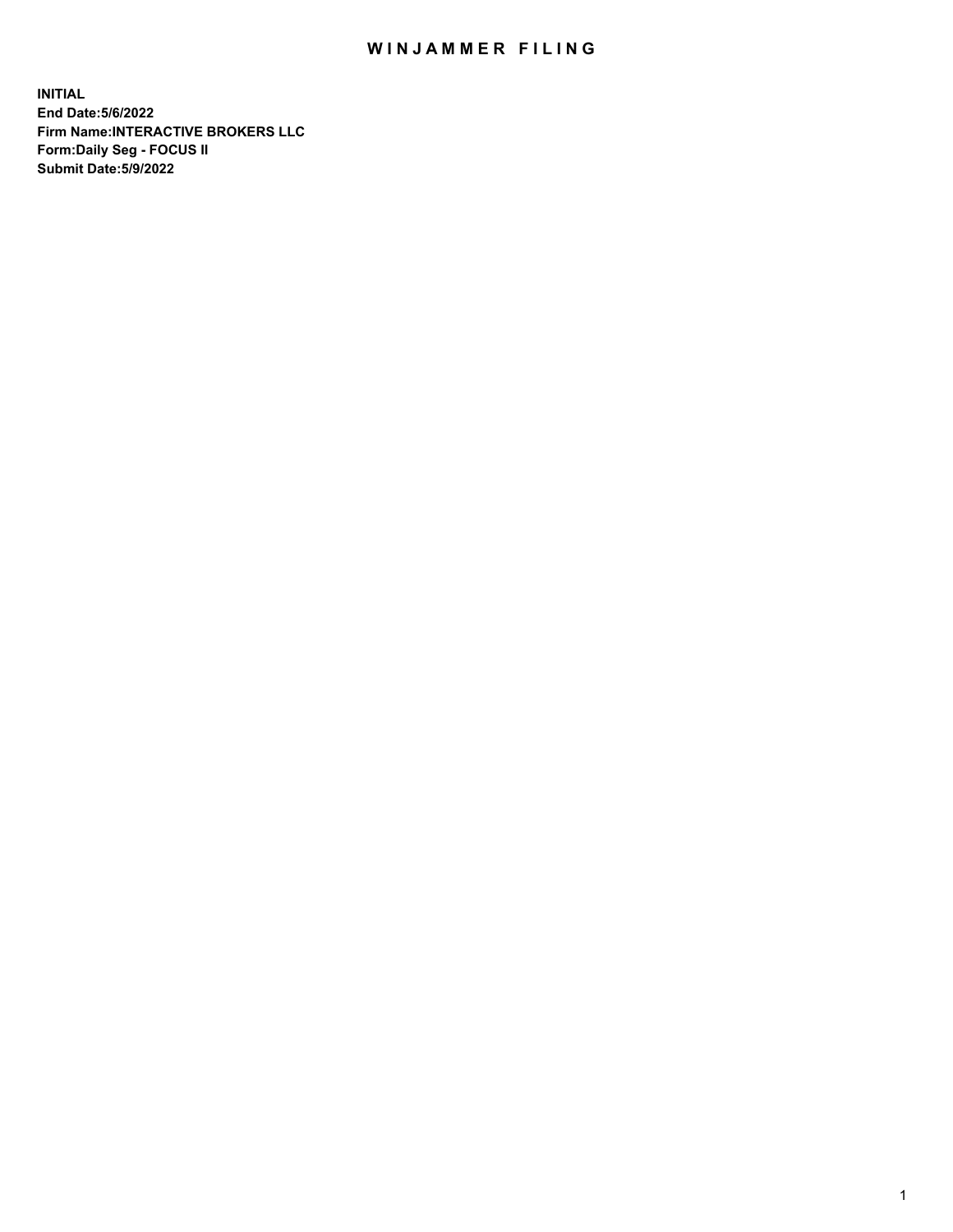# WINJAMMER FILING

**INITIAL**
**End Date:5/6/2022**
**Firm Name:INTERACTIVE BROKERS LLC**
**Form:Daily Seg - FOCUS II**
**Submit Date:5/9/2022**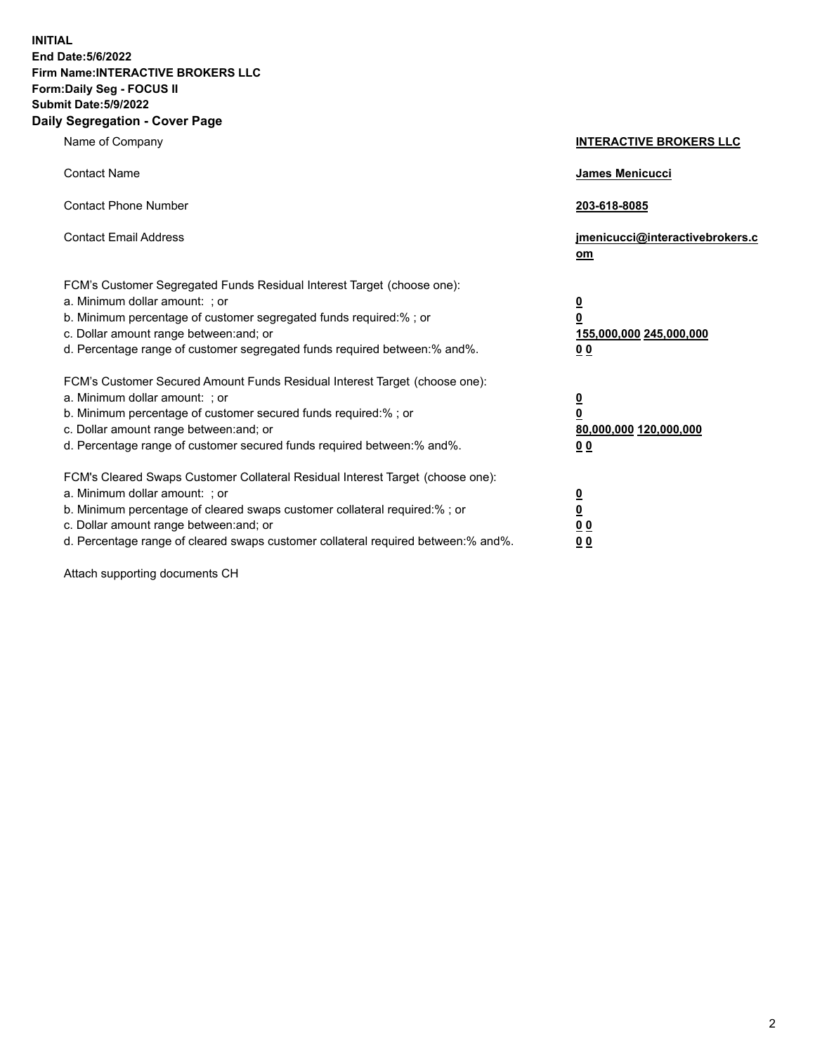**INITIAL**
**End Date:5/6/2022**
**Firm Name:INTERACTIVE BROKERS LLC**
**Form:Daily Seg - FOCUS II**
**Submit Date:5/9/2022**

## Daily Segregation - Cover Page

| | |
|---|---|
| Name of Company | **INTERACTIVE BROKERS LLC** |
| Contact Name | **James Menicucci** |
| Contact Phone Number | **203-618-8085** |
| Contact Email Address | **jmenicucci@interactivebrokers.com** |

FCM's Customer Segregated Funds Residual Interest Target (choose one):

| | |
|---|---|
| a. Minimum dollar amount: ; or | **0** |
| b. Minimum percentage of customer segregated funds required:% ; or | **0** |
| c. Dollar amount range between:and; or | **155,000,000 245,000,000** |
| d. Percentage range of customer segregated funds required between:% and%. | **0 0** |

FCM's Customer Secured Amount Funds Residual Interest Target (choose one):

| | |
|---|---|
| a. Minimum dollar amount: ; or | **0** |
| b. Minimum percentage of customer secured funds required:% ; or | **0** |
| c. Dollar amount range between:and; or | **80,000,000 120,000,000** |
| d. Percentage range of customer secured funds required between:% and%. | **0 0** |

FCM's Cleared Swaps Customer Collateral Residual Interest Target (choose one):

| | |
|---|---|
| a. Minimum dollar amount: ; or | **0** |
| b. Minimum percentage of cleared swaps customer collateral required:% ; or | **0** |
| c. Dollar amount range between:and; or | **0 0** |
| d. Percentage range of cleared swaps customer collateral required between:% and%. | **0 0** |

Attach supporting documents CH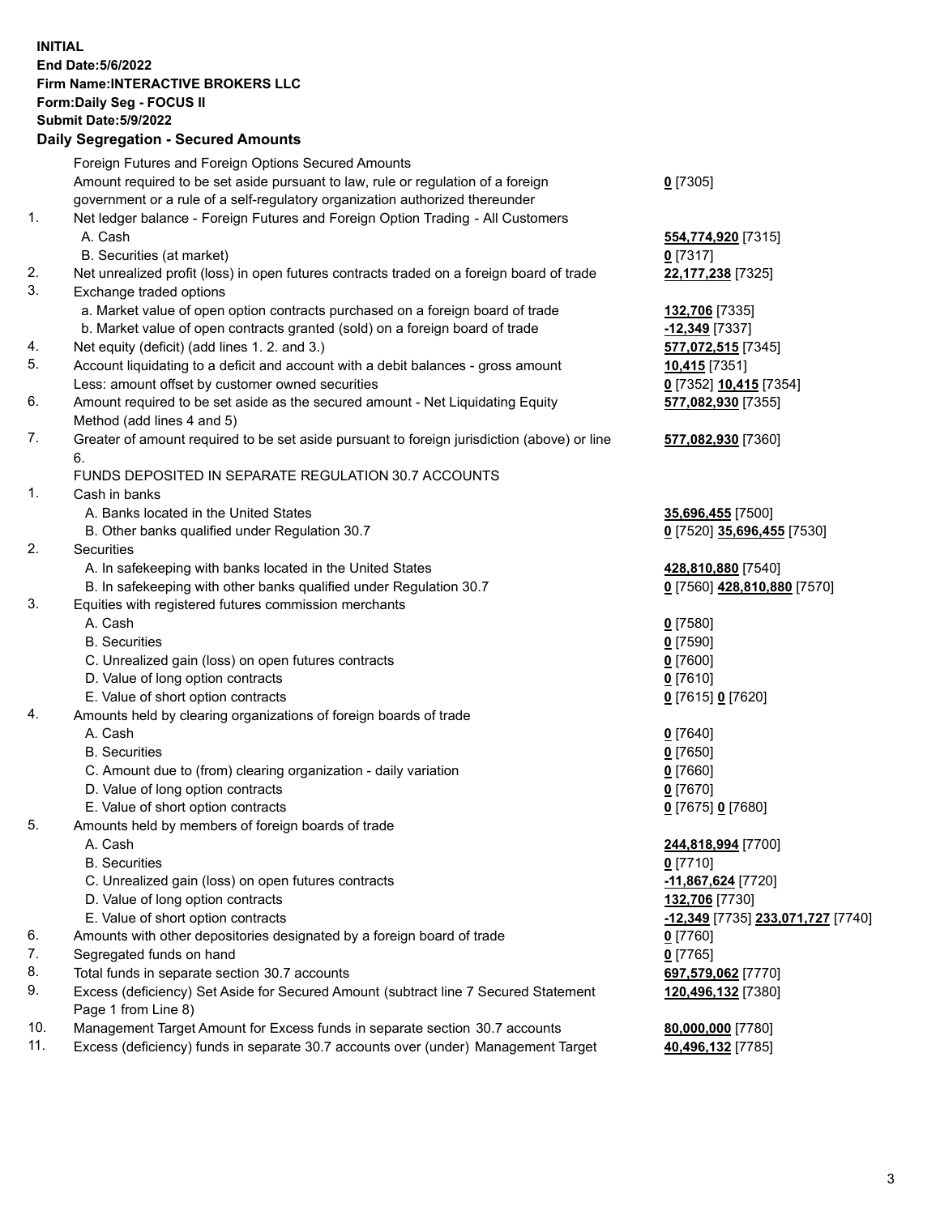**INITIAL**
**End Date:5/6/2022**
**Firm Name:INTERACTIVE BROKERS LLC**
**Form:Daily Seg - FOCUS II**
**Submit Date:5/9/2022**

## Daily Segregation - Secured Amounts

| | | |
|---|---|---|
| | Foreign Futures and Foreign Options Secured Amounts | |
| | Amount required to be set aside pursuant to law, rule or regulation of a foreign government or a rule of a self-regulatory organization authorized thereunder | **0** [7305] |
| 1. | Net ledger balance - Foreign Futures and Foreign Option Trading - All Customers | |
| | A. Cash | **554,774,920** [7315] |
| | B. Securities (at market) | **0** [7317] |
| 2. | Net unrealized profit (loss) in open futures contracts traded on a foreign board of trade | **22,177,238** [7325] |
| 3. | Exchange traded options | |
| | a. Market value of open option contracts purchased on a foreign board of trade | **132,706** [7335] |
| | b. Market value of open contracts granted (sold) on a foreign board of trade | **-12,349** [7337] |
| 4. | Net equity (deficit) (add lines 1. 2. and 3.) | **577,072,515** [7345] |
| 5. | Account liquidating to a deficit and account with a debit balances - gross amount | **10,415** [7351] |
| | Less: amount offset by customer owned securities | **0** [7352] **10,415** [7354] |
| 6. | Amount required to be set aside as the secured amount - Net Liquidating Equity Method (add lines 4 and 5) | **577,082,930** [7355] |
| 7. | Greater of amount required to be set aside pursuant to foreign jurisdiction (above) or line 6. | **577,082,930** [7360] |
| | FUNDS DEPOSITED IN SEPARATE REGULATION 30.7 ACCOUNTS | |
| 1. | Cash in banks | |
| | A. Banks located in the United States | **35,696,455** [7500] |
| | B. Other banks qualified under Regulation 30.7 | **0** [7520] **35,696,455** [7530] |
| 2. | Securities | |
| | A. In safekeeping with banks located in the United States | **428,810,880** [7540] |
| | B. In safekeeping with other banks qualified under Regulation 30.7 | **0** [7560] **428,810,880** [7570] |
| 3. | Equities with registered futures commission merchants | |
| | A. Cash | **0** [7580] |
| | B. Securities | **0** [7590] |
| | C. Unrealized gain (loss) on open futures contracts | **0** [7600] |
| | D. Value of long option contracts | **0** [7610] |
| | E. Value of short option contracts | **0** [7615] **0** [7620] |
| 4. | Amounts held by clearing organizations of foreign boards of trade | |
| | A. Cash | **0** [7640] |
| | B. Securities | **0** [7650] |
| | C. Amount due to (from) clearing organization - daily variation | **0** [7660] |
| | D. Value of long option contracts | **0** [7670] |
| | E. Value of short option contracts | **0** [7675] **0** [7680] |
| 5. | Amounts held by members of foreign boards of trade | |
| | A. Cash | **244,818,994** [7700] |
| | B. Securities | **0** [7710] |
| | C. Unrealized gain (loss) on open futures contracts | **-11,867,624** [7720] |
| | D. Value of long option contracts | **132,706** [7730] |
| | E. Value of short option contracts | **-12,349** [7735] **233,071,727** [7740] |
| 6. | Amounts with other depositories designated by a foreign board of trade | **0** [7760] |
| 7. | Segregated funds on hand | **0** [7765] |
| 8. | Total funds in separate section 30.7 accounts | **697,579,062** [7770] |
| 9. | Excess (deficiency) Set Aside for Secured Amount (subtract line 7 Secured Statement Page 1 from Line 8) | **120,496,132** [7380] |
| 10. | Management Target Amount for Excess funds in separate section 30.7 accounts | **80,000,000** [7780] |
| 11. | Excess (deficiency) funds in separate 30.7 accounts over (under) Management Target | **40,496,132** [7785] |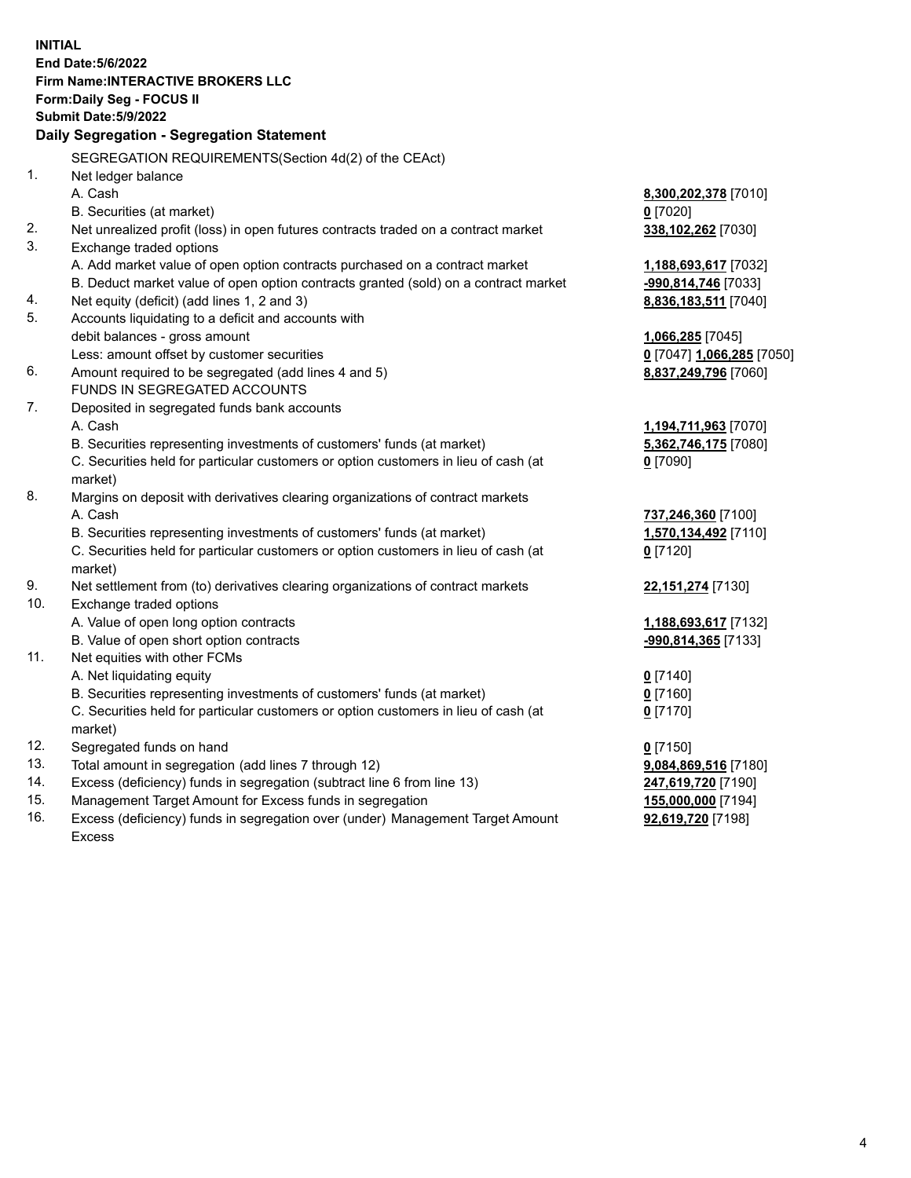**INITIAL**
**End Date:5/6/2022**
**Firm Name:INTERACTIVE BROKERS LLC**
**Form:Daily Seg - FOCUS II**
**Submit Date:5/9/2022**

## Daily Segregation - Segregation Statement

SEGREGATION REQUIREMENTS(Section 4d(2) of the CEAct)

| | | |
|---|---|---|
| 1. | Net ledger balance | |
| | A. Cash | **8,300,202,378** [7010] |
| | B. Securities (at market) | **0** [7020] |
| 2. | Net unrealized profit (loss) in open futures contracts traded on a contract market | **338,102,262** [7030] |
| 3. | Exchange traded options | |
| | A. Add market value of open option contracts purchased on a contract market | **1,188,693,617** [7032] |
| | B. Deduct market value of open option contracts granted (sold) on a contract market | **-990,814,746** [7033] |
| 4. | Net equity (deficit) (add lines 1, 2 and 3) | **8,836,183,511** [7040] |
| 5. | Accounts liquidating to a deficit and accounts with debit balances - gross amount | **1,066,285** [7045] |
| | Less: amount offset by customer securities | **0** [7047] **1,066,285** [7050] |
| 6. | Amount required to be segregated (add lines 4 and 5) | **8,837,249,796** [7060] |
| | FUNDS IN SEGREGATED ACCOUNTS | |
| 7. | Deposited in segregated funds bank accounts | |
| | A. Cash | **1,194,711,963** [7070] |
| | B. Securities representing investments of customers' funds (at market) | **5,362,746,175** [7080] |
| | C. Securities held for particular customers or option customers in lieu of cash (at market) | **0** [7090] |
| 8. | Margins on deposit with derivatives clearing organizations of contract markets | |
| | A. Cash | **737,246,360** [7100] |
| | B. Securities representing investments of customers' funds (at market) | **1,570,134,492** [7110] |
| | C. Securities held for particular customers or option customers in lieu of cash (at market) | **0** [7120] |
| 9. | Net settlement from (to) derivatives clearing organizations of contract markets | **22,151,274** [7130] |
| 10. | Exchange traded options | |
| | A. Value of open long option contracts | **1,188,693,617** [7132] |
| | B. Value of open short option contracts | **-990,814,365** [7133] |
| 11. | Net equities with other FCMs | |
| | A. Net liquidating equity | **0** [7140] |
| | B. Securities representing investments of customers' funds (at market) | **0** [7160] |
| | C. Securities held for particular customers or option customers in lieu of cash (at market) | **0** [7170] |
| 12. | Segregated funds on hand | **0** [7150] |
| 13. | Total amount in segregation (add lines 7 through 12) | **9,084,869,516** [7180] |
| 14. | Excess (deficiency) funds in segregation (subtract line 6 from line 13) | **247,619,720** [7190] |
| 15. | Management Target Amount for Excess funds in segregation | **155,000,000** [7194] |
| 16. | Excess (deficiency) funds in segregation over (under) Management Target Amount Excess | **92,619,720** [7198] |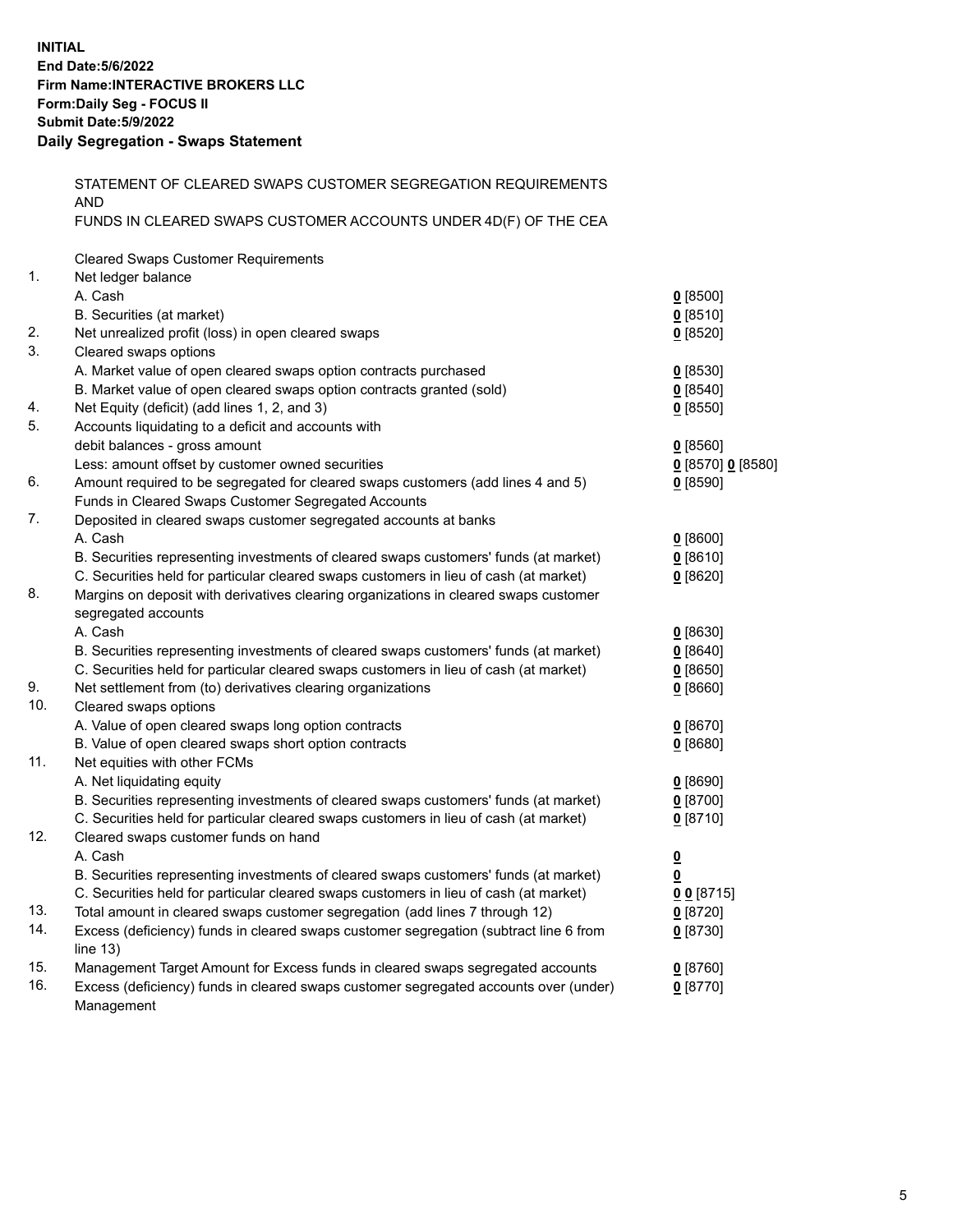**INITIAL**
**End Date:5/6/2022**
**Firm Name:INTERACTIVE BROKERS LLC**
**Form:Daily Seg - FOCUS II**
**Submit Date:5/9/2022**
**Daily Segregation - Swaps Statement**

STATEMENT OF CLEARED SWAPS CUSTOMER SEGREGATION REQUIREMENTS AND
FUNDS IN CLEARED SWAPS CUSTOMER ACCOUNTS UNDER 4D(F) OF THE CEA

| | | |
|---|---|---|
| | Cleared Swaps Customer Requirements | |
| 1. | Net ledger balance | |
| | A. Cash | 0 [8500] |
| | B. Securities (at market) | 0 [8510] |
| 2. | Net unrealized profit (loss) in open cleared swaps | 0 [8520] |
| 3. | Cleared swaps options | |
| | A. Market value of open cleared swaps option contracts purchased | 0 [8530] |
| | B. Market value of open cleared swaps option contracts granted (sold) | 0 [8540] |
| 4. | Net Equity (deficit) (add lines 1, 2, and 3) | 0 [8550] |
| 5. | Accounts liquidating to a deficit and accounts with | |
| | debit balances - gross amount | 0 [8560] |
| | Less: amount offset by customer owned securities | 0 [8570] 0 [8580] |
| 6. | Amount required to be segregated for cleared swaps customers (add lines 4 and 5) | 0 [8590] |
| | Funds in Cleared Swaps Customer Segregated Accounts | |
| 7. | Deposited in cleared swaps customer segregated accounts at banks | |
| | A. Cash | 0 [8600] |
| | B. Securities representing investments of cleared swaps customers' funds (at market) | 0 [8610] |
| | C. Securities held for particular cleared swaps customers in lieu of cash (at market) | 0 [8620] |
| 8. | Margins on deposit with derivatives clearing organizations in cleared swaps customer segregated accounts | |
| | A. Cash | 0 [8630] |
| | B. Securities representing investments of cleared swaps customers' funds (at market) | 0 [8640] |
| | C. Securities held for particular cleared swaps customers in lieu of cash (at market) | 0 [8650] |
| 9. | Net settlement from (to) derivatives clearing organizations | 0 [8660] |
| 10. | Cleared swaps options | |
| | A. Value of open cleared swaps long option contracts | 0 [8670] |
| | B. Value of open cleared swaps short option contracts | 0 [8680] |
| 11. | Net equities with other FCMs | |
| | A. Net liquidating equity | 0 [8690] |
| | B. Securities representing investments of cleared swaps customers' funds (at market) | 0 [8700] |
| | C. Securities held for particular cleared swaps customers in lieu of cash (at market) | 0 [8710] |
| 12. | Cleared swaps customer funds on hand | |
| | A. Cash | 0 |
| | B. Securities representing investments of cleared swaps customers' funds (at market) | 0 |
| | C. Securities held for particular cleared swaps customers in lieu of cash (at market) | 0 0 [8715] |
| 13. | Total amount in cleared swaps customer segregation (add lines 7 through 12) | 0 [8720] |
| 14. | Excess (deficiency) funds in cleared swaps customer segregation (subtract line 6 from line 13) | 0 [8730] |
| 15. | Management Target Amount for Excess funds in cleared swaps segregated accounts | 0 [8760] |
| 16. | Excess (deficiency) funds in cleared swaps customer segregated accounts over (under) Management | 0 [8770] |